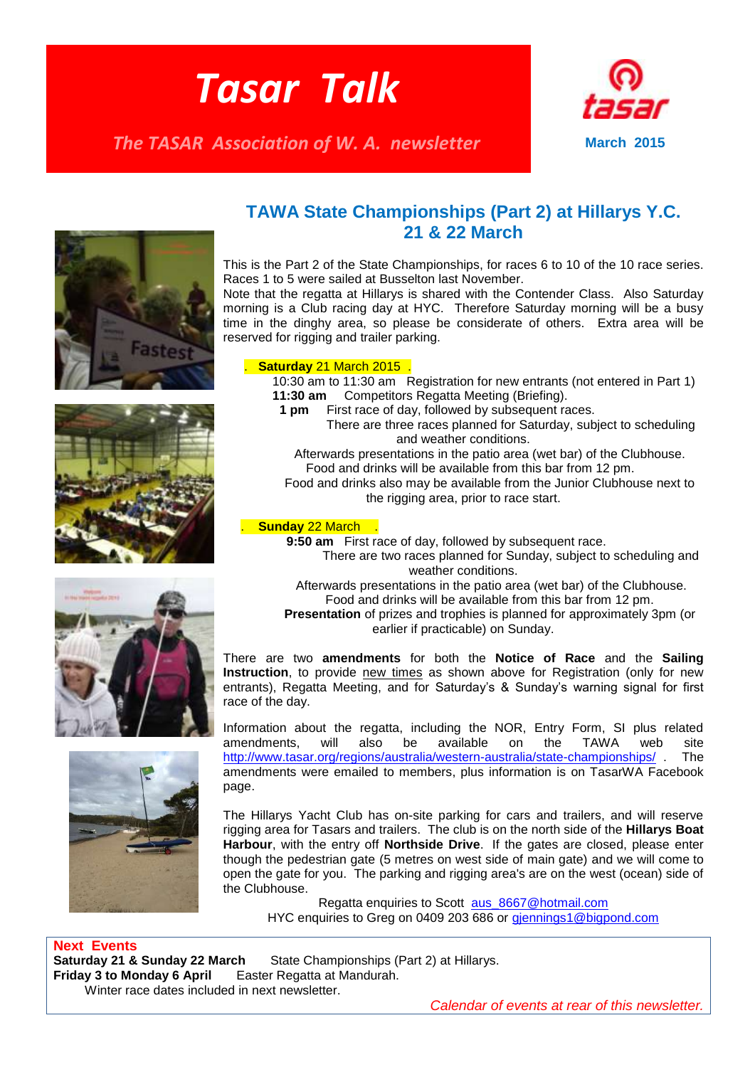# Tasar Talk

*The TASAR Association of W. A. newsletter*

tasar

**March 2015**

## TAWA State Championships (Part 2) at Hillarys Y.C. 21 & 22 March

This is the Part 2 of the State Championships, for races 6 to 10 of the 10 race series. Races 1 to 5 were sailed at Busselton last November.

Note that the regatta at Hillarys is shared with the Contender Class. Also Saturday morning is a Club racing day at HYC. Therefore Saturday morning will be a busy time in the dinghy area, so please be considerate of others. Extra area will be reserved for rigging and trailer parking.

**Saturday** 21 March 2015

10:30 am to 11:30 am Registration for new entrants (not entered in Part 1)

**11:30 am** Competitors Regatta Meeting (Briefing).

**1 pm** First race of day, followed by subsequent races.

There are three races planned for Saturday, subject to scheduling and weather conditions.

Afterwards presentations in the patio area (wet bar) of the Clubhouse.

Food and drinks will be available from this bar from 12 pm.

Food and drinks also may be available from the Junior Clubhouse next to the rigging area, prior to race start.

**Sunday** 22 March

**9:50 am** First race of day, followed by subsequent race.

There are two races planned for Sunday, subject to scheduling and weather conditions.

Afterwards presentations in the patio area (wet bar) of the Clubhouse.

Food and drinks will be available from this bar from 12 pm.

**Presentation** of prizes and trophies is planned for approximately 3pm (or earlier if practicable) on Sunday.

There are two **amendments** for both the **Notice of Race** and the **Sailing Instruction**, to provide new times as shown above for Registration (only for new entrants), Regatta Meeting, and for Saturday's & Sunday's warning signal for first race of the day.

Information about the regatta, including the NOR, Entry Form, SI plus related amendments, will also be available on the TAWA web site http://www.tasar.org/regions/australia/western-australia/state-championships/ . The amendments were emailed to members, plus information is on TasarWA Facebook page.

The Hillarys Yacht Club has on-site parking for cars and trailers, and will reserve rigging area for Tasars and trailers. The club is on the north side of the **Hillarys Boat Harbour**, with the entry off **Northside Drive**. If the gates are closed, please enter though the pedestrian gate (5 metres on west side of main gate) and we will come to open the gate for you. The parking and rigging area's are on the west (ocean) side of the Clubhouse.

Regatta enquiries to Scott aus_8667@hotmail.com

HYC enquiries to Greg on 0409 203 686 or gjennings1@bigpond.com

**Next Events**

**Saturday 21 & Sunday 22 March** State Championships (Part 2) at Hillarys.

**Friday 3 to Monday 6 April** Easter Regatta at Mandurah.

Winter race dates included in next newsletter.

*Calendar of events at rear of this newsletter.*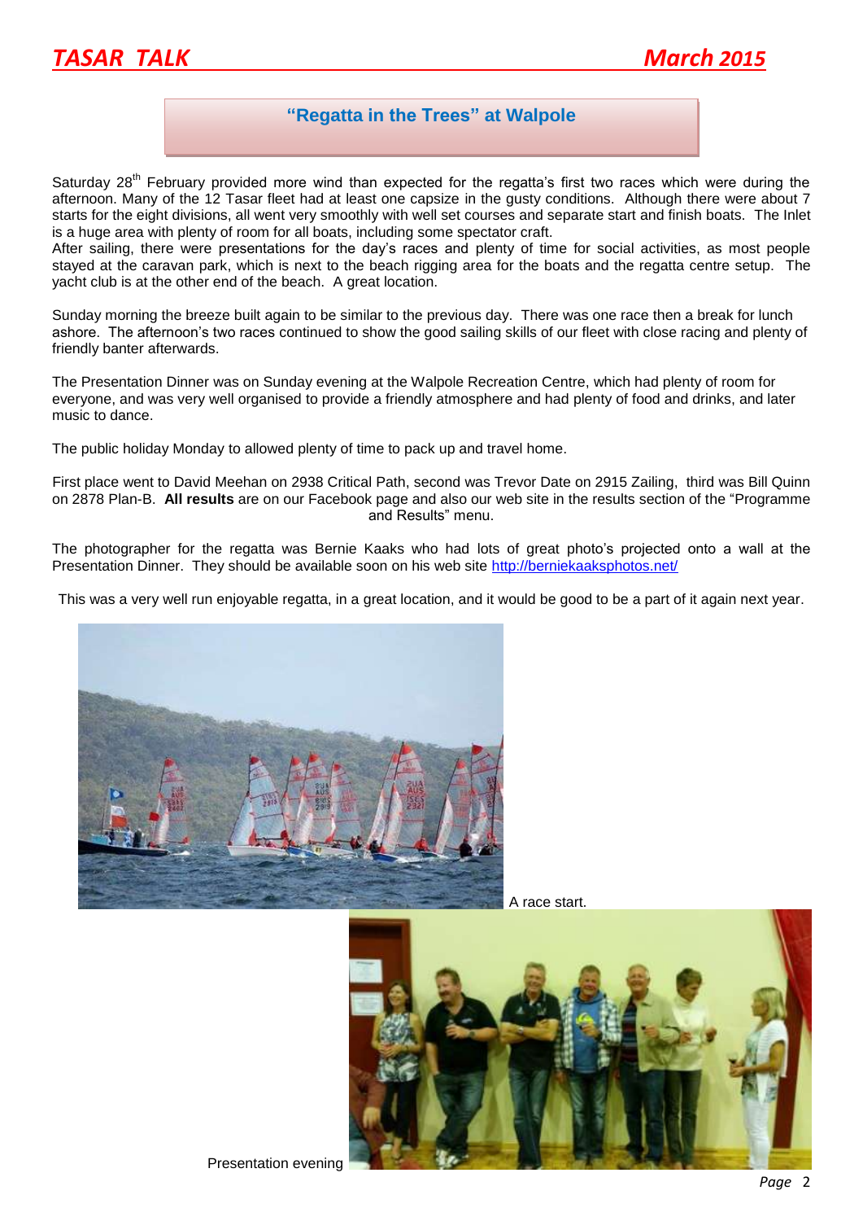## "Regatta in the Trees" at Walpole

Saturday 28th February provided more wind than expected for the regatta's first two races which were during the afternoon. Many of the 12 Tasar fleet had at least one capsize in the gusty conditions. Although there were about 7 starts for the eight divisions, all went very smoothly with well set courses and separate start and finish boats. The Inlet is a huge area with plenty of room for all boats, including some spectator craft.
After sailing, there were presentations for the day's races and plenty of time for social activities, as most people stayed at the caravan park, which is next to the beach rigging area for the boats and the regatta centre setup. The yacht club is at the other end of the beach. A great location.

Sunday morning the breeze built again to be similar to the previous day. There was one race then a break for lunch ashore. The afternoon's two races continued to show the good sailing skills of our fleet with close racing and plenty of friendly banter afterwards.

The Presentation Dinner was on Sunday evening at the Walpole Recreation Centre, which had plenty of room for everyone, and was very well organised to provide a friendly atmosphere and had plenty of food and drinks, and later music to dance.

The public holiday Monday to allowed plenty of time to pack up and travel home.

First place went to David Meehan on 2938 Critical Path, second was Trevor Date on 2915 Zailing, third was Bill Quinn on 2878 Plan-B. **All results** are on our Facebook page and also our web site in the results section of the "Programme and Results" menu.

The photographer for the regatta was Bernie Kaaks who had lots of great photo's projected onto a wall at the Presentation Dinner. They should be available soon on his web site http://berniekaaksphotos.net/

This was a very well run enjoyable regatta, in a great location, and it would be good to be a part of it again next year.

A race start.

Presentation evening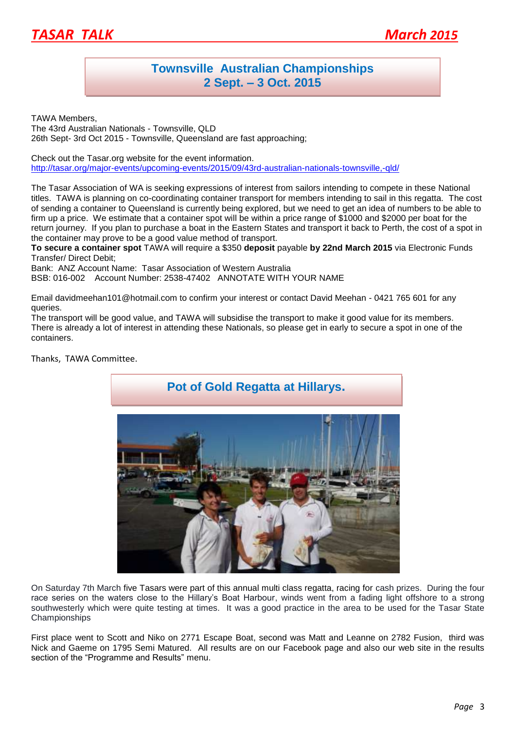## Townsville Australian Championships
## 2 Sept. – 3 Oct. 2015

TAWA Members,
The 43rd Australian Nationals - Townsville, QLD
26th Sept- 3rd Oct 2015 - Townsville, Queensland are fast approaching;

Check out the Tasar.org website for the event information.
http://tasar.org/major-events/upcoming-events/2015/09/43rd-australian-nationals-townsville,-qld/

The Tasar Association of WA is seeking expressions of interest from sailors intending to compete in these National titles. TAWA is planning on co-coordinating container transport for members intending to sail in this regatta. The cost of sending a container to Queensland is currently being explored, but we need to get an idea of numbers to be able to firm up a price. We estimate that a container spot will be within a price range of $1000 and $2000 per boat for the return journey. If you plan to purchase a boat in the Eastern States and transport it back to Perth, the cost of a spot in the container may prove to be a good value method of transport.
**To secure a container spot** TAWA will require a $350 **deposit** payable **by 22nd March 2015** via Electronic Funds Transfer/ Direct Debit;
Bank: ANZ Account Name: Tasar Association of Western Australia
BSB: 016-002 Account Number: 2538-47402 ANNOTATE WITH YOUR NAME

Email davidmeehan101@hotmail.com to confirm your interest or contact David Meehan - 0421 765 601 for any queries.
The transport will be good value, and TAWA will subsidise the transport to make it good value for its members. There is already a lot of interest in attending these Nationals, so please get in early to secure a spot in one of the containers.

Thanks, TAWA Committee.

## Pot of Gold Regatta at Hillarys.

On Saturday 7th March five Tasars were part of this annual multi class regatta, racing for cash prizes. During the four race series on the waters close to the Hillary's Boat Harbour, winds went from a fading light offshore to a strong southwesterly which were quite testing at times. It was a good practice in the area to be used for the Tasar State Championships

First place went to Scott and Niko on 2771 Escape Boat, second was Matt and Leanne on 2782 Fusion, third was Nick and Gaeme on 1795 Semi Matured. All results are on our Facebook page and also our web site in the results section of the "Programme and Results" menu.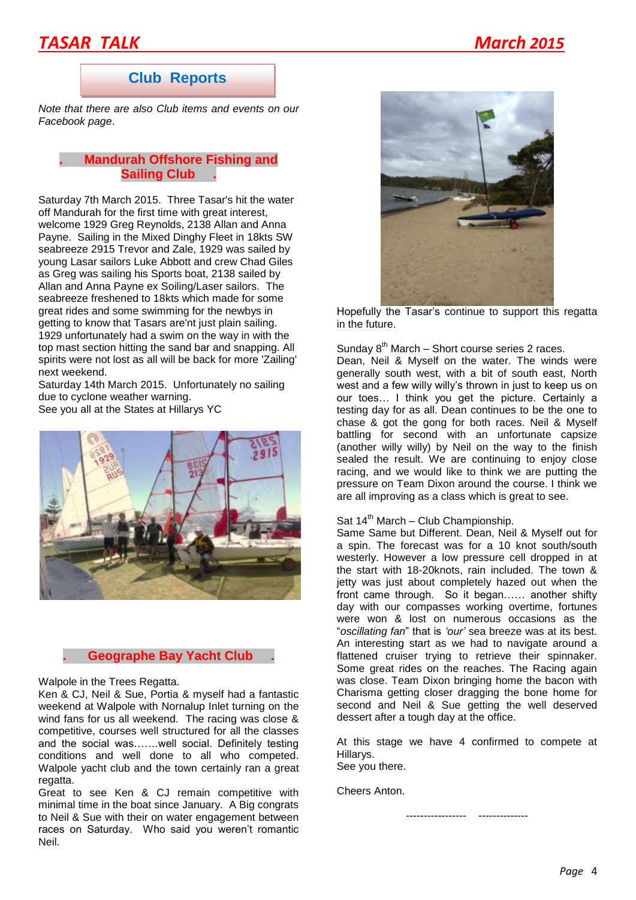## Club Reports

*Note that there are also Club items and events on our Facebook page*.

### Mandurah Offshore Fishing and Sailing Club

Saturday 7th March 2015. Three Tasar's hit the water off Mandurah for the first time with great interest, welcome 1929 Greg Reynolds, 2138 Allan and Anna Payne. Sailing in the Mixed Dinghy Fleet in 18kts SW seabreeze 2915 Trevor and Zale, 1929 was sailed by young Lasar sailors Luke Abbott and crew Chad Giles as Greg was sailing his Sports boat, 2138 sailed by Allan and Anna Payne ex Soiling/Laser sailors. The seabreeze freshened to 18kts which made for some great rides and some swimming for the newbys in getting to know that Tasars are'nt just plain sailing. 1929 unfortunately had a swim on the way in with the top mast section hitting the sand bar and snapping. All spirits were not lost as all will be back for more 'Zailing' next weekend.

Saturday 14th March 2015. Unfortunately no sailing due to cyclone weather warning.

See you all at the States at Hillarys YC

### Geographe Bay Yacht Club

Walpole in the Trees Regatta.

Ken & CJ, Neil & Sue, Portia & myself had a fantastic weekend at Walpole with Nornalup Inlet turning on the wind fans for us all weekend. The racing was close & competitive, courses well structured for all the classes and the social was…….well social. Definitely testing conditions and well done to all who competed. Walpole yacht club and the town certainly ran a great regatta.

Great to see Ken & CJ remain competitive with minimal time in the boat since January. A Big congrats to Neil & Sue with their on water engagement between races on Saturday. Who said you weren't romantic Neil.

Hopefully the Tasar's continue to support this regatta in the future.

Sunday 8th March – Short course series 2 races.

Dean, Neil & Myself on the water. The winds were generally south west, with a bit of south east, North west and a few willy willy's thrown in just to keep us on our toes… I think you get the picture. Certainly a testing day for as all. Dean continues to be the one to chase & got the gong for both races. Neil & Myself battling for second with an unfortunate capsize (another willy willy) by Neil on the way to the finish sealed the result. We are continuing to enjoy close racing, and we would like to think we are putting the pressure on Team Dixon around the course. I think we are all improving as a class which is great to see.

Sat 14th March – Club Championship.

Same Same but Different. Dean, Neil & Myself out for a spin. The forecast was for a 10 knot south/south westerly. However a low pressure cell dropped in at the start with 18-20knots, rain included. The town & jetty was just about completely hazed out when the front came through. So it began…… another shifty day with our compasses working overtime, fortunes were won & lost on numerous occasions as the "*oscillating fan*" that is *'our'* sea breeze was at its best. An interesting start as we had to navigate around a flattened cruiser trying to retrieve their spinnaker. Some great rides on the reaches. The Racing again was close. Team Dixon bringing home the bacon with Charisma getting closer dragging the bone home for second and Neil & Sue getting the well deserved dessert after a tough day at the office.

At this stage we have 4 confirmed to compete at Hillarys.

See you there.

Cheers Anton.

----------------- --------------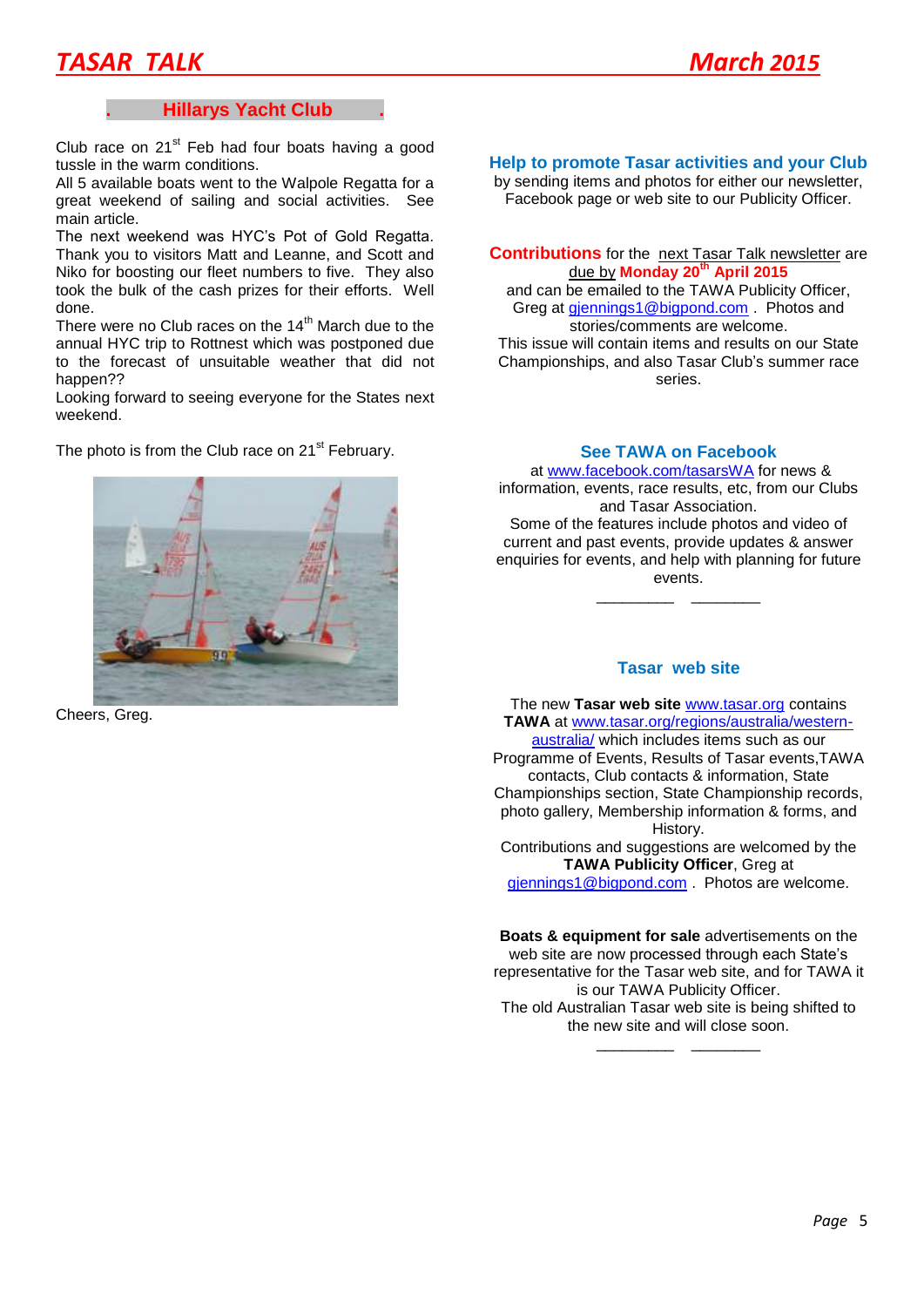## Hillarys Yacht Club

Club race on 21st Feb had four boats having a good tussle in the warm conditions.
All 5 available boats went to the Walpole Regatta for a great weekend of sailing and social activities. See main article.
The next weekend was HYC's Pot of Gold Regatta. Thank you to visitors Matt and Leanne, and Scott and Niko for boosting our fleet numbers to five. They also took the bulk of the cash prizes for their efforts. Well done.
There were no Club races on the 14th March due to the annual HYC trip to Rottnest which was postponed due to the forecast of unsuitable weather that did not happen??
Looking forward to seeing everyone for the States next weekend.

The photo is from the Club race on 21st February.

Cheers, Greg.

### Help to promote Tasar activities and your Club

by sending items and photos for either our newsletter, Facebook page or web site to our Publicity Officer.

**Contributions** for the next Tasar Talk newsletter are due by **Monday 20th April 2015** and can be emailed to the TAWA Publicity Officer, Greg at gjennings1@bigpond.com . Photos and stories/comments are welcome.
This issue will contain items and results on our State Championships, and also Tasar Club's summer race series.

### See TAWA on Facebook

at www.facebook.com/tasarsWA for news & information, events, race results, etc, from our Clubs and Tasar Association.
Some of the features include photos and video of current and past events, provide updates & answer enquiries for events, and help with planning for future events.

_________ ________

### Tasar web site

The new **Tasar web site** www.tasar.org contains **TAWA** at www.tasar.org/regions/australia/western-australia/ which includes items such as our Programme of Events, Results of Tasar events,TAWA contacts, Club contacts & information, State Championships section, State Championship records, photo gallery, Membership information & forms, and History.
Contributions and suggestions are welcomed by the **TAWA Publicity Officer**, Greg at gjennings1@bigpond.com . Photos are welcome.

**Boats & equipment for sale** advertisements on the web site are now processed through each State's representative for the Tasar web site, and for TAWA it is our TAWA Publicity Officer.
The old Australian Tasar web site is being shifted to the new site and will close soon.

_________ ________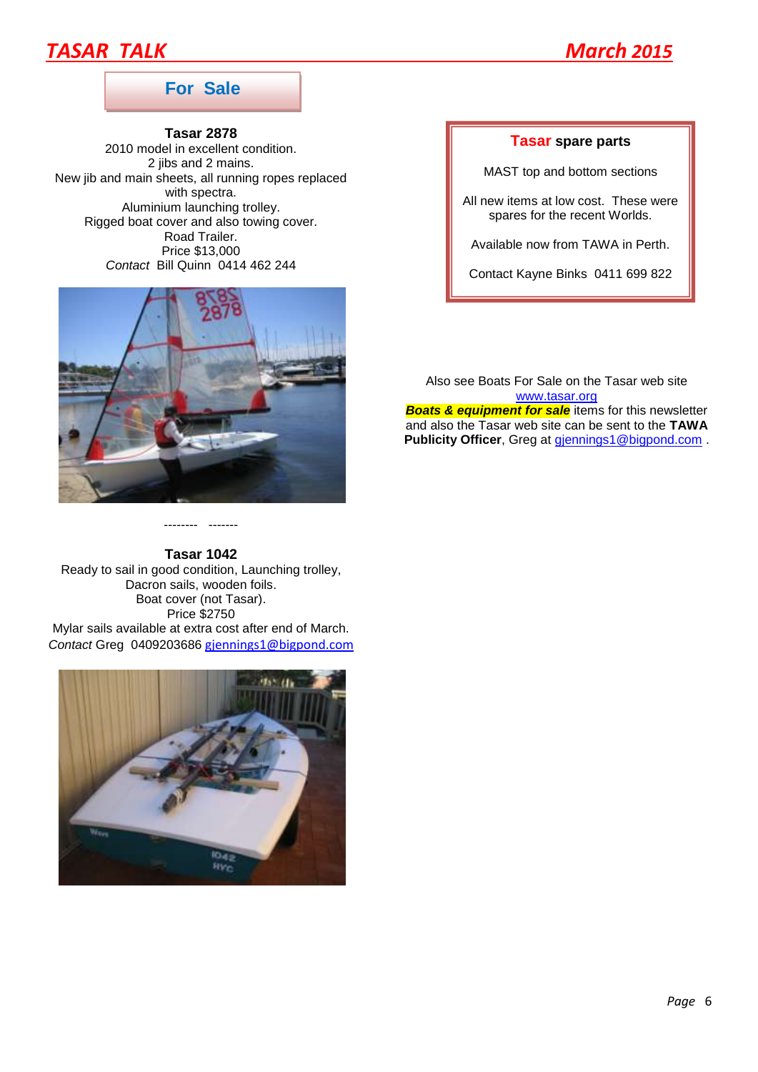## For Sale

**Tasar 2878**
2010 model in excellent condition.
2 jibs and 2 mains.
New jib and main sheets, all running ropes replaced with spectra.
Aluminium launching trolley.
Rigged boat cover and also towing cover.
Road Trailer.
Price $13,000
*Contact* Bill Quinn 0414 462 244

-------- -------

**Tasar 1042**
Ready to sail in good condition, Launching trolley, Dacron sails, wooden foils.
Boat cover (not Tasar).
Price $2750
Mylar sails available at extra cost after end of March.
*Contact* Greg 0409203686 gjennings1@bigpond.com

### Tasar spare parts

MAST top and bottom sections

All new items at low cost. These were spares for the recent Worlds.

Available now from TAWA in Perth.

Contact Kayne Binks 0411 699 822

Also see Boats For Sale on the Tasar web site www.tasar.org
***Boats & equipment for sale*** items for this newsletter and also the Tasar web site can be sent to the **TAWA Publicity Officer**, Greg at gjennings1@bigpond.com .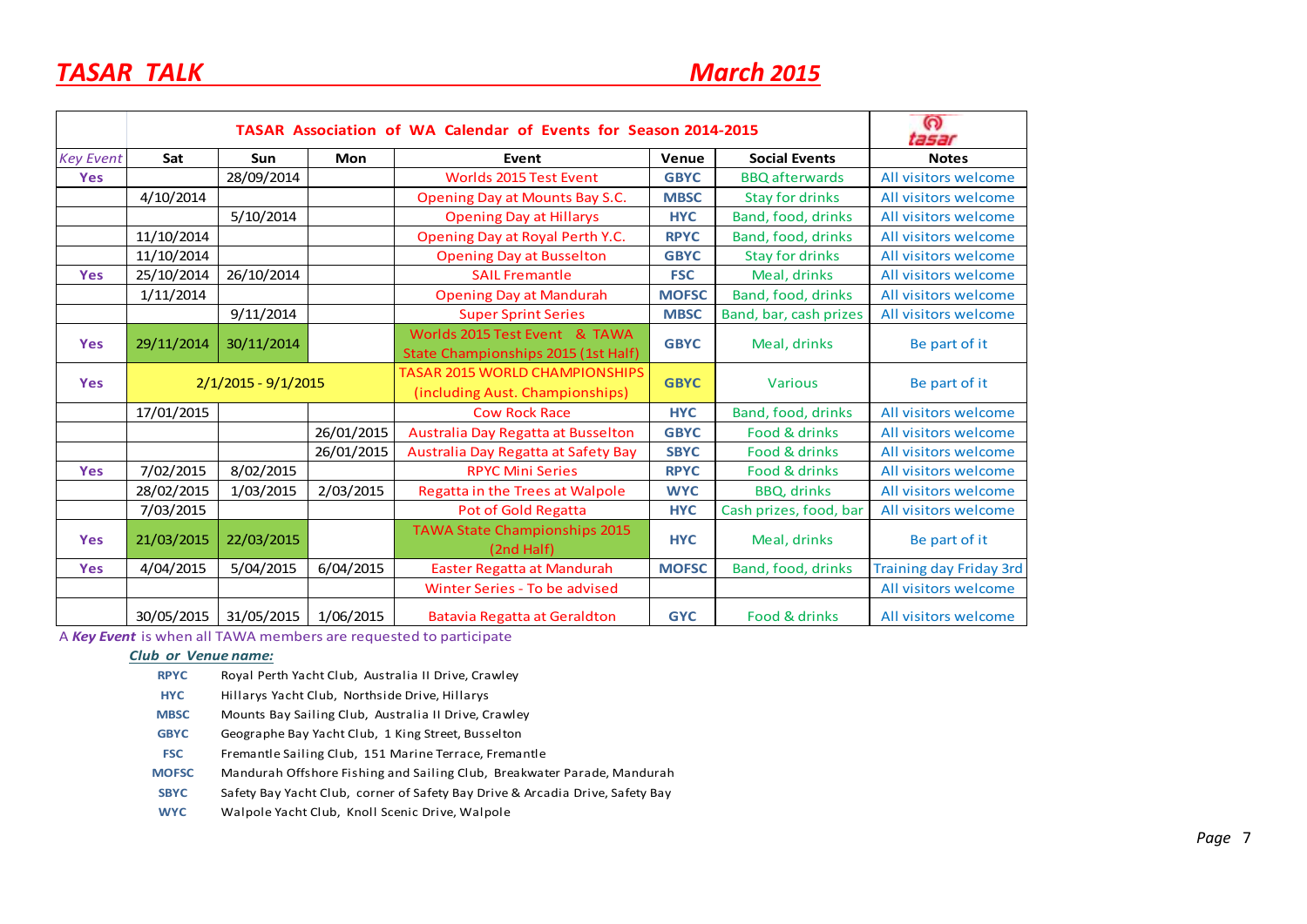# *TASAR TALK* — *March 2015*

| | TASAR Association of WA Calendar of Events for Season 2014-2015 | | | | | | tasar |
|---|---|---|---|---|---|---|---|
| *Key Event* | **Sat** | **Sun** | **Mon** | **Event** | **Venue** | **Social Events** | **Notes** |
| **Yes** | | 28/09/2014 | | Worlds 2015 Test Event | **GBYC** | BBQ afterwards | All visitors welcome |
| | 4/10/2014 | | | Opening Day at Mounts Bay S.C. | **MBSC** | Stay for drinks | All visitors welcome |
| | | 5/10/2014 | | Opening Day at Hillarys | **HYC** | Band, food, drinks | All visitors welcome |
| | 11/10/2014 | | | Opening Day at Royal Perth Y.C. | **RPYC** | Band, food, drinks | All visitors welcome |
| | 11/10/2014 | | | Opening Day at Busselton | **GBYC** | Stay for drinks | All visitors welcome |
| **Yes** | 25/10/2014 | 26/10/2014 | | SAIL Fremantle | **FSC** | Meal, drinks | All visitors welcome |
| | 1/11/2014 | | | Opening Day at Mandurah | **MOFSC** | Band, food, drinks | All visitors welcome |
| | | 9/11/2014 | | Super Sprint Series | **MBSC** | Band, bar, cash prizes | All visitors welcome |
| **Yes** | 29/11/2014 | 30/11/2014 | | Worlds 2015 Test Event & TAWA State Championships 2015 (1st Half) | **GBYC** | Meal, drinks | Be part of it |
| **Yes** | 2/1/2015 - 9/1/2015 | | | TASAR 2015 WORLD CHAMPIONSHIPS (including Aust. Championships) | **GBYC** | Various | Be part of it |
| | 17/01/2015 | | | Cow Rock Race | **HYC** | Band, food, drinks | All visitors welcome |
| | | | 26/01/2015 | Australia Day Regatta at Busselton | **GBYC** | Food & drinks | All visitors welcome |
| | | | 26/01/2015 | Australia Day Regatta at Safety Bay | **SBYC** | Food & drinks | All visitors welcome |
| **Yes** | 7/02/2015 | 8/02/2015 | | RPYC Mini Series | **RPYC** | Food & drinks | All visitors welcome |
| | 28/02/2015 | 1/03/2015 | 2/03/2015 | Regatta in the Trees at Walpole | **WYC** | BBQ, drinks | All visitors welcome |
| | 7/03/2015 | | | Pot of Gold Regatta | **HYC** | Cash prizes, food, bar | All visitors welcome |
| **Yes** | 21/03/2015 | 22/03/2015 | | TAWA State Championships 2015 (2nd Half) | **HYC** | Meal, drinks | Be part of it |
| **Yes** | 4/04/2015 | 5/04/2015 | 6/04/2015 | Easter Regatta at Mandurah | **MOFSC** | Band, food, drinks | Training day Friday 3rd |
| | | | | Winter Series - To be advised | | | All visitors welcome |
| | 30/05/2015 | 31/05/2015 | 1/06/2015 | Batavia Regatta at Geraldton | **GYC** | Food & drinks | All visitors welcome |

A ***Key Event*** is when all TAWA members are requested to participate

***Club or Venue name:***

**RPYC** Royal Perth Yacht Club, Australia II Drive, Crawley
**HYC** Hillarys Yacht Club, Northside Drive, Hillarys
**MBSC** Mounts Bay Sailing Club, Australia II Drive, Crawley
**GBYC** Geographe Bay Yacht Club, 1 King Street, Busselton
**FSC** Fremantle Sailing Club, 151 Marine Terrace, Fremantle
**MOFSC** Mandurah Offshore Fishing and Sailing Club, Breakwater Parade, Mandurah
**SBYC** Safety Bay Yacht Club, corner of Safety Bay Drive & Arcadia Drive, Safety Bay
**WYC** Walpole Yacht Club, Knoll Scenic Drive, Walpole